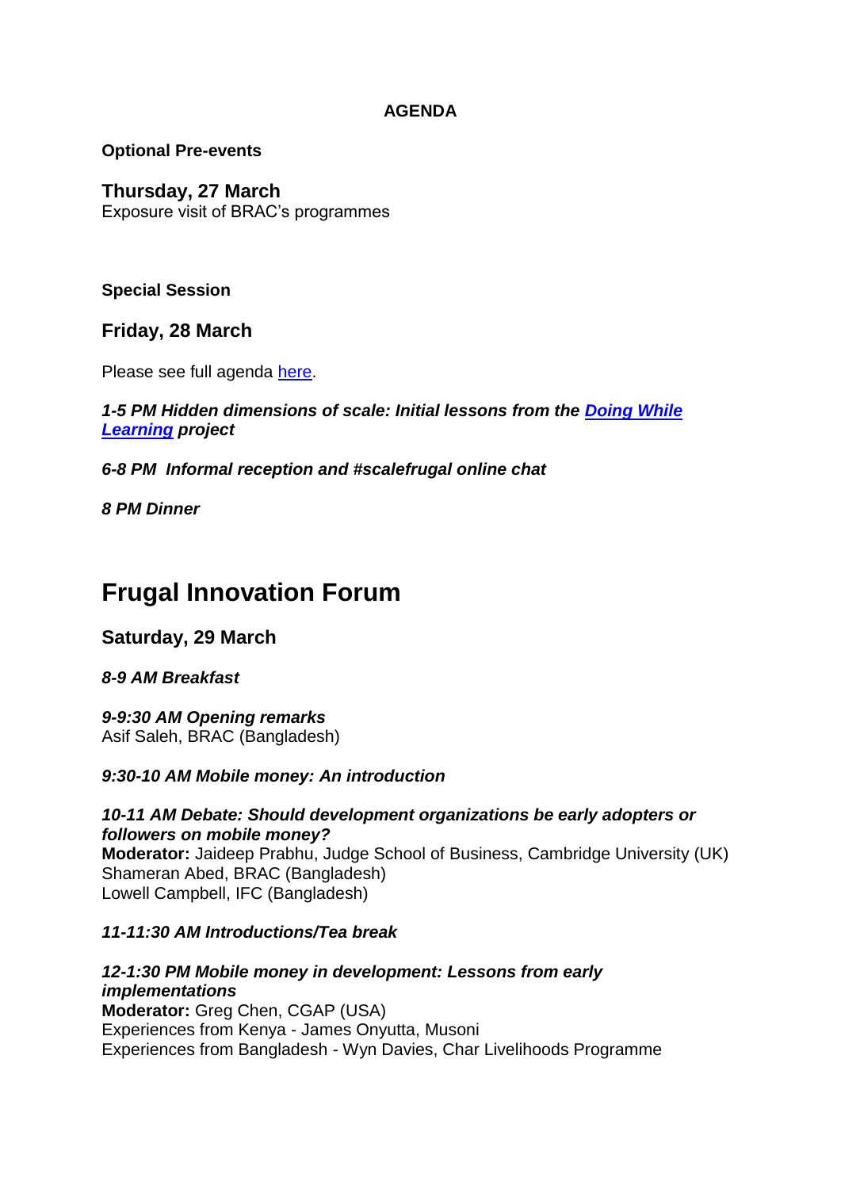**AGENDA**

**Optional Pre-events**

### Thursday, 27 March

Exposure visit of BRAC's programmes

**Special Session**

### Friday, 28 March

Please see full agenda here.

***1-5 PM Hidden dimensions of scale: Initial lessons from the Doing While Learning project***

***6-8 PM Informal reception and #scalefrugal online chat***

***8 PM Dinner***

# Frugal Innovation Forum

## Saturday, 29 March

***8-9 AM Breakfast***

***9-9:30 AM Opening remarks***
Asif Saleh, BRAC (Bangladesh)

***9:30-10 AM Mobile money: An introduction***

***10-11 AM Debate: Should development organizations be early adopters or followers on mobile money?***
**Moderator:** Jaideep Prabhu, Judge School of Business, Cambridge University (UK)
Shameran Abed, BRAC (Bangladesh)
Lowell Campbell, IFC (Bangladesh)

***11-11:30 AM Introductions/Tea break***

***12-1:30 PM Mobile money in development: Lessons from early implementations***
**Moderator:** Greg Chen, CGAP (USA)
Experiences from Kenya - James Onyutta, Musoni
Experiences from Bangladesh - Wyn Davies, Char Livelihoods Programme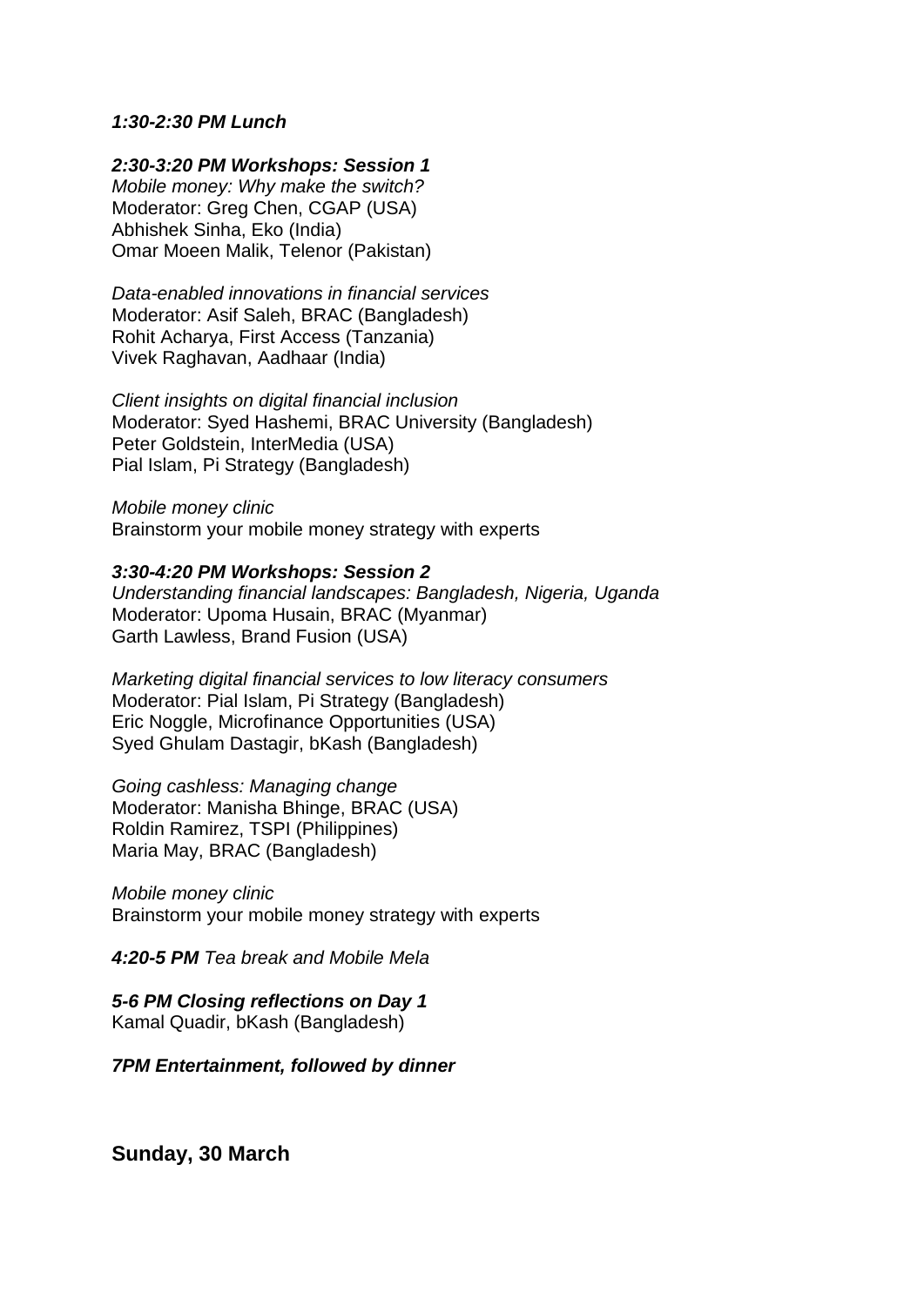***1:30-2:30 PM Lunch***

***2:30-3:20 PM Workshops: Session 1***
*Mobile money: Why make the switch?*
Moderator: Greg Chen, CGAP (USA)
Abhishek Sinha, Eko (India)
Omar Moeen Malik, Telenor (Pakistan)

*Data-enabled innovations in financial services*
Moderator: Asif Saleh, BRAC (Bangladesh)
Rohit Acharya, First Access (Tanzania)
Vivek Raghavan, Aadhaar (India)

*Client insights on digital financial inclusion*
Moderator: Syed Hashemi, BRAC University (Bangladesh)
Peter Goldstein, InterMedia (USA)
Pial Islam, Pi Strategy (Bangladesh)

*Mobile money clinic*
Brainstorm your mobile money strategy with experts

***3:30-4:20 PM Workshops: Session 2***
*Understanding financial landscapes: Bangladesh, Nigeria, Uganda*
Moderator: Upoma Husain, BRAC (Myanmar)
Garth Lawless, Brand Fusion (USA)

*Marketing digital financial services to low literacy consumers*
Moderator: Pial Islam, Pi Strategy (Bangladesh)
Eric Noggle, Microfinance Opportunities (USA)
Syed Ghulam Dastagir, bKash (Bangladesh)

*Going cashless: Managing change*
Moderator: Manisha Bhinge, BRAC (USA)
Roldin Ramirez, TSPI (Philippines)
Maria May, BRAC (Bangladesh)

*Mobile money clinic*
Brainstorm your mobile money strategy with experts

***4:20-5 PM*** *Tea break and Mobile Mela*

***5-6 PM Closing reflections on Day 1***
Kamal Quadir, bKash (Bangladesh)

***7PM Entertainment, followed by dinner***

## Sunday, 30 March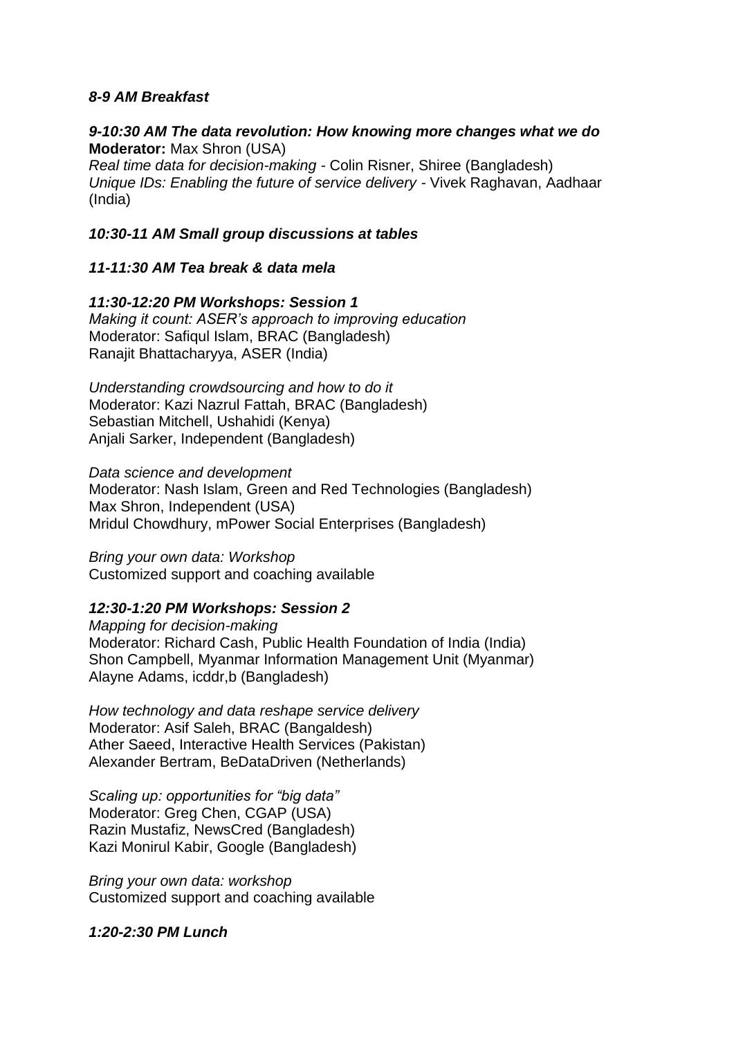***8-9 AM Breakfast***

***9-10:30 AM The data revolution: How knowing more changes what we do***
**Moderator:** Max Shron (USA)
*Real time data for decision-making* - Colin Risner, Shiree (Bangladesh)
*Unique IDs: Enabling the future of service delivery* - Vivek Raghavan, Aadhaar (India)

***10:30-11 AM Small group discussions at tables***

***11-11:30 AM Tea break & data mela***

***11:30-12:20 PM Workshops: Session 1***
*Making it count: ASER's approach to improving education*
Moderator: Safiqul Islam, BRAC (Bangladesh)
Ranajit Bhattacharyya, ASER (India)

*Understanding crowdsourcing and how to do it*
Moderator: Kazi Nazrul Fattah, BRAC (Bangladesh)
Sebastian Mitchell, Ushahidi (Kenya)
Anjali Sarker, Independent (Bangladesh)

*Data science and development*
Moderator: Nash Islam, Green and Red Technologies (Bangladesh)
Max Shron, Independent (USA)
Mridul Chowdhury, mPower Social Enterprises (Bangladesh)

*Bring your own data: Workshop*
Customized support and coaching available

***12:30-1:20 PM Workshops: Session 2***
*Mapping for decision-making*
Moderator: Richard Cash, Public Health Foundation of India (India)
Shon Campbell, Myanmar Information Management Unit (Myanmar)
Alayne Adams, icddr,b (Bangladesh)

*How technology and data reshape service delivery*
Moderator: Asif Saleh, BRAC (Bangaldesh)
Ather Saeed, Interactive Health Services (Pakistan)
Alexander Bertram, BeDataDriven (Netherlands)

*Scaling up: opportunities for "big data"*
Moderator: Greg Chen, CGAP (USA)
Razin Mustafiz, NewsCred (Bangladesh)
Kazi Monirul Kabir, Google (Bangladesh)

*Bring your own data: workshop*
Customized support and coaching available

***1:20-2:30 PM Lunch***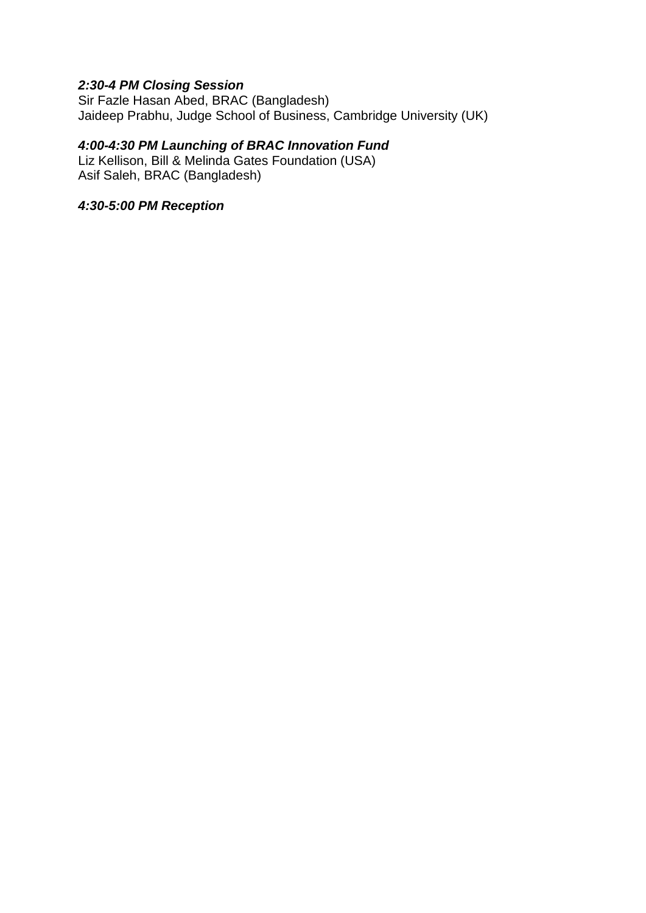***2:30-4 PM Closing Session***
Sir Fazle Hasan Abed, BRAC (Bangladesh)
Jaideep Prabhu, Judge School of Business, Cambridge University (UK)

***4:00-4:30 PM Launching of BRAC Innovation Fund***
Liz Kellison, Bill & Melinda Gates Foundation (USA)
Asif Saleh, BRAC (Bangladesh)

***4:30-5:00 PM Reception***